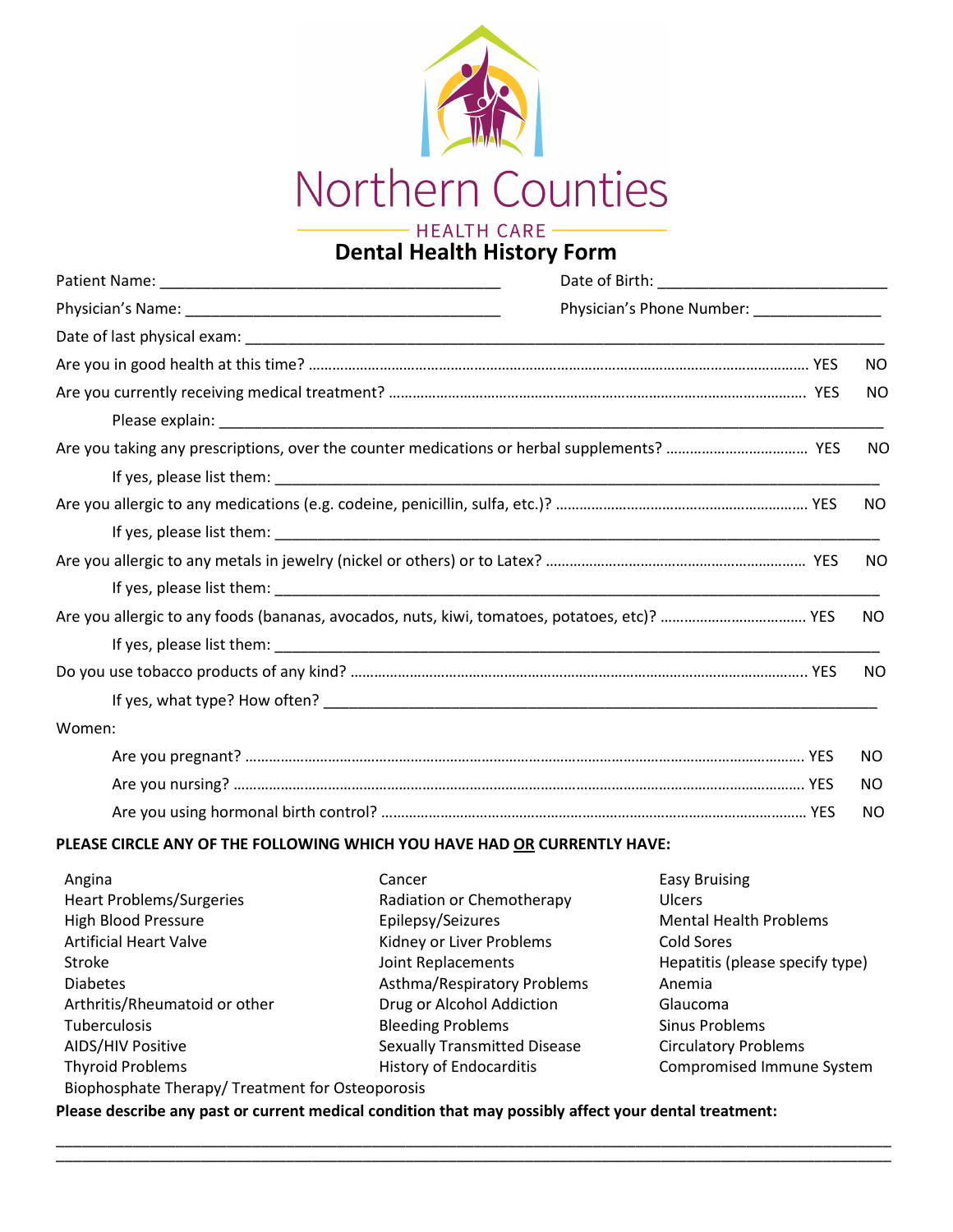# Northern Counties

HEALTH CARE

## Dental Health History Form

Patient Name: ________________________________________ Date of Birth: ___________________________

Physician's Name: _____________________________________ Physician's Phone Number: _______________

Date of last physical exam: ____________________________________________________________________________

Are you in good health at this time? .................................................................................................... YES NO

Are you currently receiving medical treatment? ....................................................................................... YES NO

Please explain: _____________________________________________________________________________

Are you taking any prescriptions, over the counter medications or herbal supplements? .................................. YES NO

If yes, please list them: _______________________________________________________________________

Are you allergic to any medications (e.g. codeine, penicillin, sulfa, etc.)? ............................................................ YES NO

If yes, please list them: _______________________________________________________________________

Are you allergic to any metals in jewelry (nickel or others) or to Latex? ................................................................ YES NO

If yes, please list them: _______________________________________________________________________

Are you allergic to any foods (bananas, avocados, nuts, kiwi, tomatoes, potatoes, etc)? .................................... YES NO

If yes, please list them: _______________________________________________________________________

Do you use tobacco products of any kind? ................................................................................................. YES NO

If yes, what type? How often? _________________________________________________________________

Women:

Are you pregnant? ............................................................................................................................... YES NO

Are you nursing? .................................................................................................................................. YES NO

Are you using hormonal birth control? ........................................................................................................ YES NO

**PLEASE CIRCLE ANY OF THE FOLLOWING WHICH YOU HAVE HAD OR CURRENTLY HAVE:**

| | | |
|---|---|---|
| Angina | Cancer | Easy Bruising |
| Heart Problems/Surgeries | Radiation or Chemotherapy | Ulcers |
| High Blood Pressure | Epilepsy/Seizures | Mental Health Problems |
| Artificial Heart Valve | Kidney or Liver Problems | Cold Sores |
| Stroke | Joint Replacements | Hepatitis (please specify type) |
| Diabetes | Asthma/Respiratory Problems | Anemia |
| Arthritis/Rheumatoid or other | Drug or Alcohol Addiction | Glaucoma |
| Tuberculosis | Bleeding Problems | Sinus Problems |
| AIDS/HIV Positive | Sexually Transmitted Disease | Circulatory Problems |
| Thyroid Problems | History of Endocarditis | Compromised Immune System |
| Biophosphate Therapy/ Treatment for Osteoporosis | | |

**Please describe any past or current medical condition that may possibly affect your dental treatment:**

_____________________________________________________________________________________________

_____________________________________________________________________________________________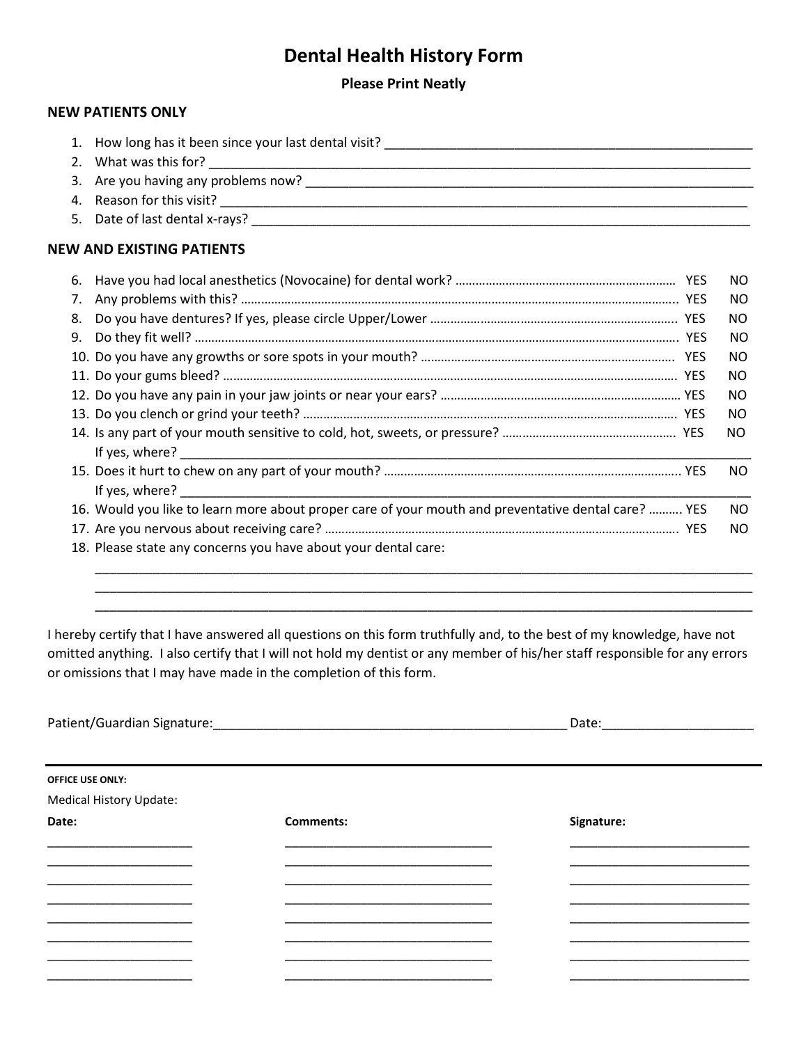# Dental Health History Form

**Please Print Neatly**

## NEW PATIENTS ONLY

1. How long has it been since your last dental visit? ____________________
2. What was this for? ____________________
3. Are you having any problems now? ____________________
4. Reason for this visit? ____________________
5. Date of last dental x-rays? ____________________

## NEW AND EXISTING PATIENTS

6. Have you had local anesthetics (Novocaine) for dental work? ………… YES NO
7. Any problems with this? ………… YES NO
8. Do you have dentures? If yes, please circle Upper/Lower ………… YES NO
9. Do they fit well? ………… YES NO
10. Do you have any growths or sore spots in your mouth? ………… YES NO
11. Do your gums bleed? ………… YES NO
12. Do you have any pain in your jaw joints or near your ears? ………… YES NO
13. Do you clench or grind your teeth? ………… YES NO
14. Is any part of your mouth sensitive to cold, hot, sweets, or pressure? ………… YES NO
    If yes, where? ____________________
15. Does it hurt to chew on any part of your mouth? ………… YES NO
    If yes, where? ____________________
16. Would you like to learn more about proper care of your mouth and preventative dental care? ………. YES NO
17. Are you nervous about receiving care? ………… YES NO
18. Please state any concerns you have about your dental care:
    ____________________
    ____________________
    ____________________

I hereby certify that I have answered all questions on this form truthfully and, to the best of my knowledge, have not omitted anything. I also certify that I will not hold my dentist or any member of his/her staff responsible for any errors or omissions that I may have made in the completion of this form.

Patient/Guardian Signature:____________________ Date:____________________

---

**OFFICE USE ONLY:**

Medical History Update:

| Date: | Comments: | Signature: |
|---|---|---|
| | | |
| | | |
| | | |
| | | |
| | | |
| | | |
| | | |
| | | |